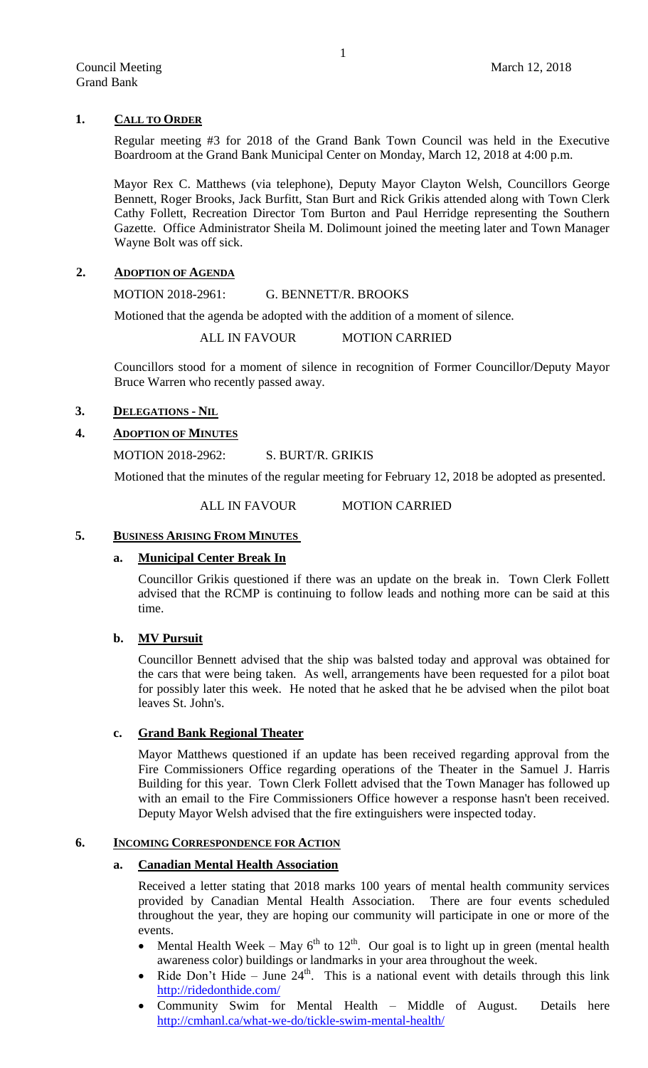Council Meeting
Grand Bank

March 12, 2018

## 1. CALL TO ORDER

Regular meeting #3 for 2018 of the Grand Bank Town Council was held in the Executive Boardroom at the Grand Bank Municipal Center on Monday, March 12, 2018 at 4:00 p.m.

Mayor Rex C. Matthews (via telephone), Deputy Mayor Clayton Welsh, Councillors George Bennett, Roger Brooks, Jack Burfitt, Stan Burt and Rick Grikis attended along with Town Clerk Cathy Follett, Recreation Director Tom Burton and Paul Herridge representing the Southern Gazette. Office Administrator Sheila M. Dolimount joined the meeting later and Town Manager Wayne Bolt was off sick.

## 2. ADOPTION OF AGENDA

MOTION 2018-2961: G. BENNETT/R. BROOKS

Motioned that the agenda be adopted with the addition of a moment of silence.

ALL IN FAVOUR MOTION CARRIED

Councillors stood for a moment of silence in recognition of Former Councillor/Deputy Mayor Bruce Warren who recently passed away.

## 3. DELEGATIONS - NIL

## 4. ADOPTION OF MINUTES

MOTION 2018-2962: S. BURT/R. GRIKIS

Motioned that the minutes of the regular meeting for February 12, 2018 be adopted as presented.

ALL IN FAVOUR MOTION CARRIED

## 5. BUSINESS ARISING FROM MINUTES

### a. Municipal Center Break In

Councillor Grikis questioned if there was an update on the break in. Town Clerk Follett advised that the RCMP is continuing to follow leads and nothing more can be said at this time.

### b. MV Pursuit

Councillor Bennett advised that the ship was balsted today and approval was obtained for the cars that were being taken. As well, arrangements have been requested for a pilot boat for possibly later this week. He noted that he asked that he be advised when the pilot boat leaves St. John's.

### c. Grand Bank Regional Theater

Mayor Matthews questioned if an update has been received regarding approval from the Fire Commissioners Office regarding operations of the Theater in the Samuel J. Harris Building for this year. Town Clerk Follett advised that the Town Manager has followed up with an email to the Fire Commissioners Office however a response hasn't been received. Deputy Mayor Welsh advised that the fire extinguishers were inspected today.

## 6. INCOMING CORRESPONDENCE FOR ACTION

### a. Canadian Mental Health Association

Received a letter stating that 2018 marks 100 years of mental health community services provided by Canadian Mental Health Association. There are four events scheduled throughout the year, they are hoping our community will participate in one or more of the events.

- Mental Health Week – May 6th to 12th. Our goal is to light up in green (mental health awareness color) buildings or landmarks in your area throughout the week.
- Ride Don't Hide – June 24th. This is a national event with details through this link http://ridedonthide.com/
- Community Swim for Mental Health – Middle of August. Details here http://cmhanl.ca/what-we-do/tickle-swim-mental-health/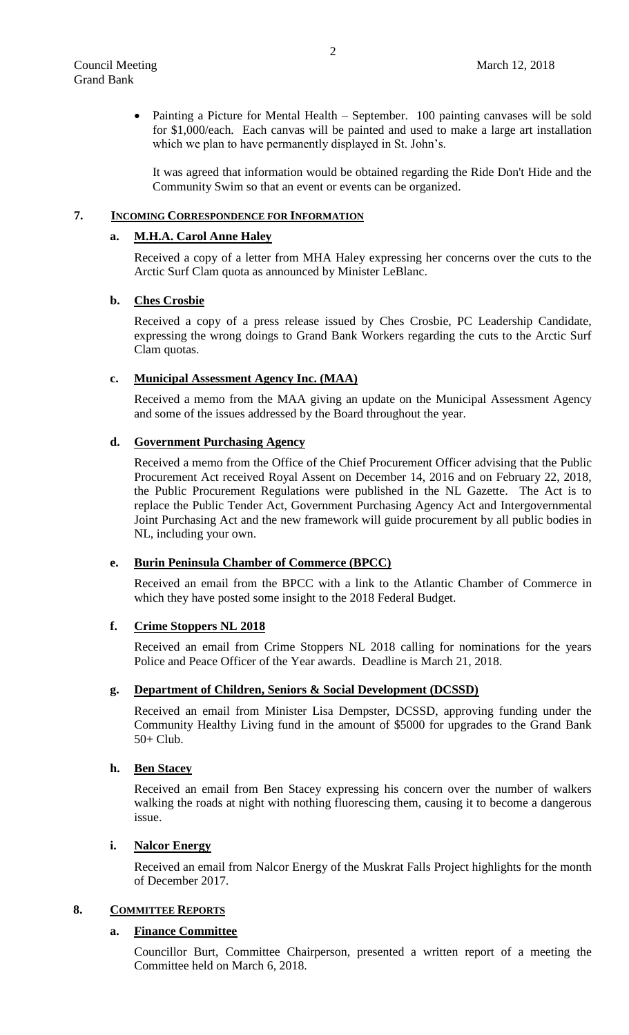- Painting a Picture for Mental Health – September. 100 painting canvases will be sold for $1,000/each. Each canvas will be painted and used to make a large art installation which we plan to have permanently displayed in St. John's.

It was agreed that information would be obtained regarding the Ride Don't Hide and the Community Swim so that an event or events can be organized.

## 7. INCOMING CORRESPONDENCE FOR INFORMATION

### a. M.H.A. Carol Anne Haley

Received a copy of a letter from MHA Haley expressing her concerns over the cuts to the Arctic Surf Clam quota as announced by Minister LeBlanc.

### b. Ches Crosbie

Received a copy of a press release issued by Ches Crosbie, PC Leadership Candidate, expressing the wrong doings to Grand Bank Workers regarding the cuts to the Arctic Surf Clam quotas.

### c. Municipal Assessment Agency Inc. (MAA)

Received a memo from the MAA giving an update on the Municipal Assessment Agency and some of the issues addressed by the Board throughout the year.

### d. Government Purchasing Agency

Received a memo from the Office of the Chief Procurement Officer advising that the Public Procurement Act received Royal Assent on December 14, 2016 and on February 22, 2018, the Public Procurement Regulations were published in the NL Gazette. The Act is to replace the Public Tender Act, Government Purchasing Agency Act and Intergovernmental Joint Purchasing Act and the new framework will guide procurement by all public bodies in NL, including your own.

### e. Burin Peninsula Chamber of Commerce (BPCC)

Received an email from the BPCC with a link to the Atlantic Chamber of Commerce in which they have posted some insight to the 2018 Federal Budget.

### f. Crime Stoppers NL 2018

Received an email from Crime Stoppers NL 2018 calling for nominations for the years Police and Peace Officer of the Year awards. Deadline is March 21, 2018.

### g. Department of Children, Seniors & Social Development (DCSSD)

Received an email from Minister Lisa Dempster, DCSSD, approving funding under the Community Healthy Living fund in the amount of $5000 for upgrades to the Grand Bank 50+ Club.

### h. Ben Stacey

Received an email from Ben Stacey expressing his concern over the number of walkers walking the roads at night with nothing fluorescing them, causing it to become a dangerous issue.

### i. Nalcor Energy

Received an email from Nalcor Energy of the Muskrat Falls Project highlights for the month of December 2017.

## 8. COMMITTEE REPORTS

### a. Finance Committee

Councillor Burt, Committee Chairperson, presented a written report of a meeting the Committee held on March 6, 2018.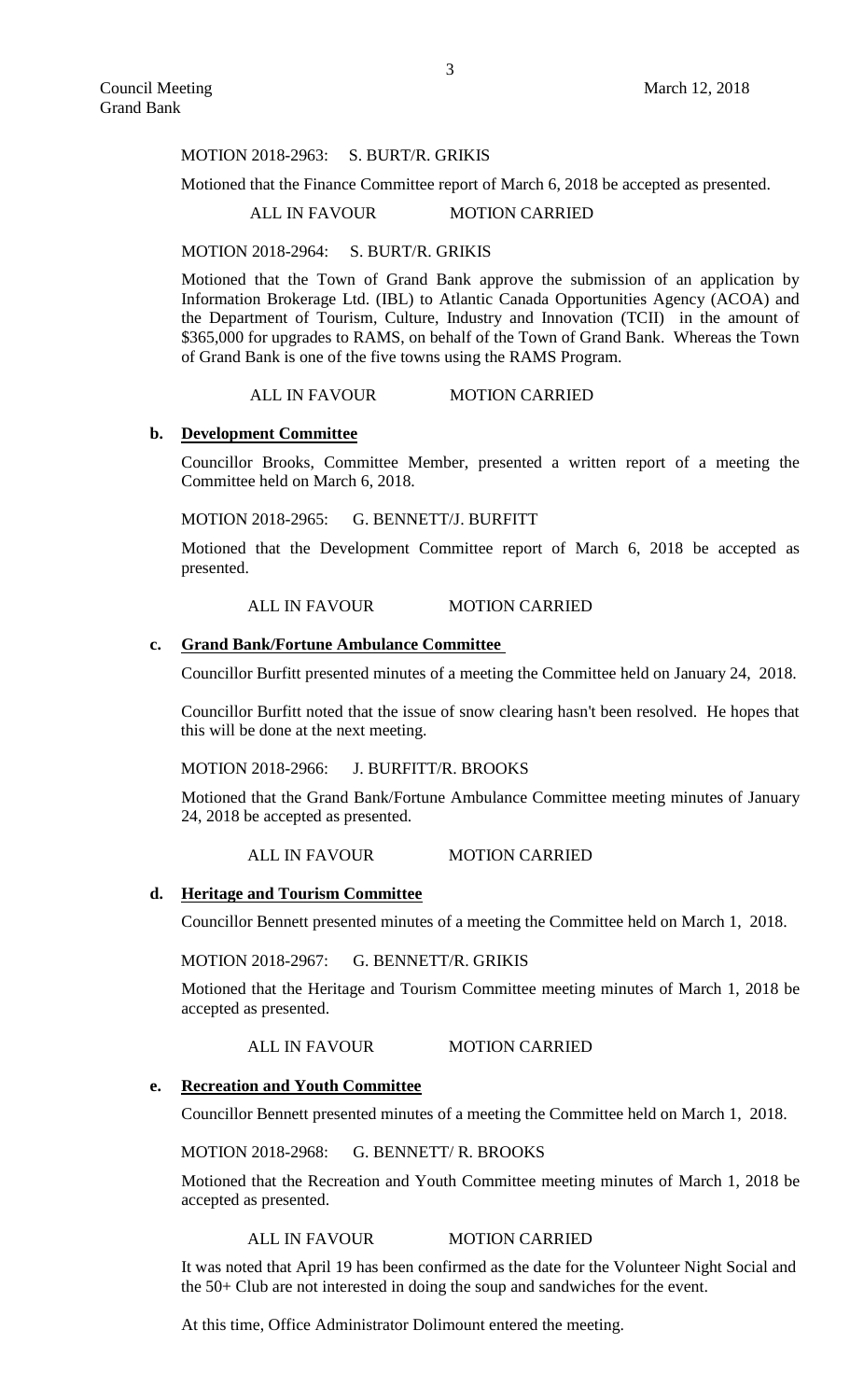MOTION 2018-2963: S. BURT/R. GRIKIS

Motioned that the Finance Committee report of March 6, 2018 be accepted as presented.

ALL IN FAVOUR MOTION CARRIED

MOTION 2018-2964: S. BURT/R. GRIKIS

Motioned that the Town of Grand Bank approve the submission of an application by Information Brokerage Ltd. (IBL) to Atlantic Canada Opportunities Agency (ACOA) and the Department of Tourism, Culture, Industry and Innovation (TCII) in the amount of \$365,000 for upgrades to RAMS, on behalf of the Town of Grand Bank. Whereas the Town of Grand Bank is one of the five towns using the RAMS Program.

ALL IN FAVOUR MOTION CARRIED

**b. Development Committee**

Councillor Brooks, Committee Member, presented a written report of a meeting the Committee held on March 6, 2018.

MOTION 2018-2965: G. BENNETT/J. BURFITT

Motioned that the Development Committee report of March 6, 2018 be accepted as presented.

ALL IN FAVOUR MOTION CARRIED

**c. Grand Bank/Fortune Ambulance Committee**

Councillor Burfitt presented minutes of a meeting the Committee held on January 24, 2018.

Councillor Burfitt noted that the issue of snow clearing hasn't been resolved. He hopes that this will be done at the next meeting.

MOTION 2018-2966: J. BURFITT/R. BROOKS

Motioned that the Grand Bank/Fortune Ambulance Committee meeting minutes of January 24, 2018 be accepted as presented.

ALL IN FAVOUR MOTION CARRIED

**d. Heritage and Tourism Committee**

Councillor Bennett presented minutes of a meeting the Committee held on March 1, 2018.

MOTION 2018-2967: G. BENNETT/R. GRIKIS

Motioned that the Heritage and Tourism Committee meeting minutes of March 1, 2018 be accepted as presented.

ALL IN FAVOUR MOTION CARRIED

**e. Recreation and Youth Committee**

Councillor Bennett presented minutes of a meeting the Committee held on March 1, 2018.

MOTION 2018-2968: G. BENNETT/ R. BROOKS

Motioned that the Recreation and Youth Committee meeting minutes of March 1, 2018 be accepted as presented.

ALL IN FAVOUR MOTION CARRIED

It was noted that April 19 has been confirmed as the date for the Volunteer Night Social and the 50+ Club are not interested in doing the soup and sandwiches for the event.

At this time, Office Administrator Dolimount entered the meeting.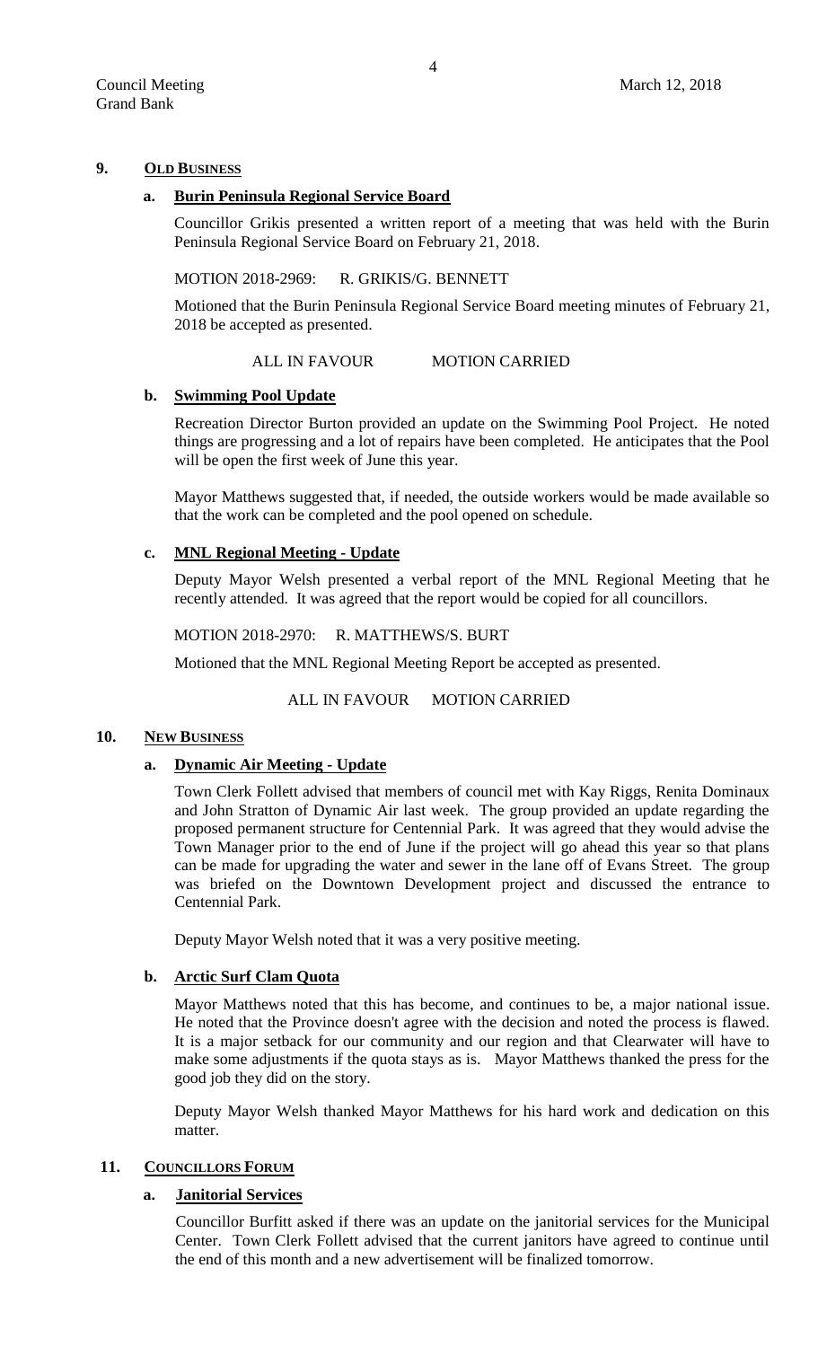## 9. OLD BUSINESS

### a. Burin Peninsula Regional Service Board

Councillor Grikis presented a written report of a meeting that was held with the Burin Peninsula Regional Service Board on February 21, 2018.

MOTION 2018-2969: R. GRIKIS/G. BENNETT

Motioned that the Burin Peninsula Regional Service Board meeting minutes of February 21, 2018 be accepted as presented.

ALL IN FAVOUR MOTION CARRIED

### b. Swimming Pool Update

Recreation Director Burton provided an update on the Swimming Pool Project. He noted things are progressing and a lot of repairs have been completed. He anticipates that the Pool will be open the first week of June this year.

Mayor Matthews suggested that, if needed, the outside workers would be made available so that the work can be completed and the pool opened on schedule.

### c. MNL Regional Meeting - Update

Deputy Mayor Welsh presented a verbal report of the MNL Regional Meeting that he recently attended. It was agreed that the report would be copied for all councillors.

MOTION 2018-2970: R. MATTHEWS/S. BURT

Motioned that the MNL Regional Meeting Report be accepted as presented.

ALL IN FAVOUR MOTION CARRIED

## 10. NEW BUSINESS

### a. Dynamic Air Meeting - Update

Town Clerk Follett advised that members of council met with Kay Riggs, Renita Dominaux and John Stratton of Dynamic Air last week. The group provided an update regarding the proposed permanent structure for Centennial Park. It was agreed that they would advise the Town Manager prior to the end of June if the project will go ahead this year so that plans can be made for upgrading the water and sewer in the lane off of Evans Street. The group was briefed on the Downtown Development project and discussed the entrance to Centennial Park.

Deputy Mayor Welsh noted that it was a very positive meeting.

### b. Arctic Surf Clam Quota

Mayor Matthews noted that this has become, and continues to be, a major national issue. He noted that the Province doesn't agree with the decision and noted the process is flawed. It is a major setback for our community and our region and that Clearwater will have to make some adjustments if the quota stays as is. Mayor Matthews thanked the press for the good job they did on the story.

Deputy Mayor Welsh thanked Mayor Matthews for his hard work and dedication on this matter.

## 11. COUNCILLORS FORUM

### a. Janitorial Services

Councillor Burfitt asked if there was an update on the janitorial services for the Municipal Center. Town Clerk Follett advised that the current janitors have agreed to continue until the end of this month and a new advertisement will be finalized tomorrow.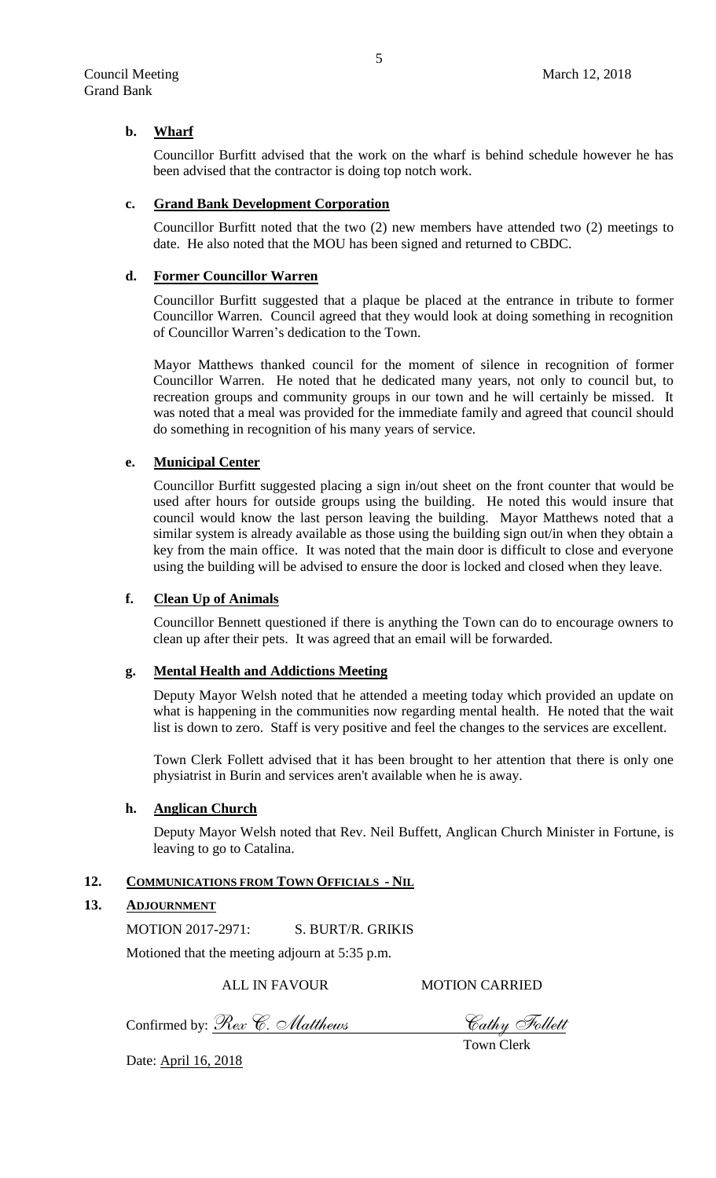**b. Wharf**

Councillor Burfitt advised that the work on the wharf is behind schedule however he has been advised that the contractor is doing top notch work.

**c. Grand Bank Development Corporation**

Councillor Burfitt noted that the two (2) new members have attended two (2) meetings to date. He also noted that the MOU has been signed and returned to CBDC.

**d. Former Councillor Warren**

Councillor Burfitt suggested that a plaque be placed at the entrance in tribute to former Councillor Warren. Council agreed that they would look at doing something in recognition of Councillor Warren's dedication to the Town.

Mayor Matthews thanked council for the moment of silence in recognition of former Councillor Warren. He noted that he dedicated many years, not only to council but, to recreation groups and community groups in our town and he will certainly be missed. It was noted that a meal was provided for the immediate family and agreed that council should do something in recognition of his many years of service.

**e. Municipal Center**

Councillor Burfitt suggested placing a sign in/out sheet on the front counter that would be used after hours for outside groups using the building. He noted this would insure that council would know the last person leaving the building. Mayor Matthews noted that a similar system is already available as those using the building sign out/in when they obtain a key from the main office. It was noted that the main door is difficult to close and everyone using the building will be advised to ensure the door is locked and closed when they leave.

**f. Clean Up of Animals**

Councillor Bennett questioned if there is anything the Town can do to encourage owners to clean up after their pets. It was agreed that an email will be forwarded.

**g. Mental Health and Addictions Meeting**

Deputy Mayor Welsh noted that he attended a meeting today which provided an update on what is happening in the communities now regarding mental health. He noted that the wait list is down to zero. Staff is very positive and feel the changes to the services are excellent.

Town Clerk Follett advised that it has been brought to her attention that there is only one physiatrist in Burin and services aren't available when he is away.

**h. Anglican Church**

Deputy Mayor Welsh noted that Rev. Neil Buffett, Anglican Church Minister in Fortune, is leaving to go to Catalina.

## 12. COMMUNICATIONS FROM TOWN OFFICIALS - NIL

## 13. ADJOURNMENT

MOTION 2017-2971: S. BURT/R. GRIKIS

Motioned that the meeting adjourn at 5:35 p.m.

ALL IN FAVOUR MOTION CARRIED

Confirmed by: *Rex C. Matthews* *Cathy Follett*

Town Clerk

Date: April 16, 2018